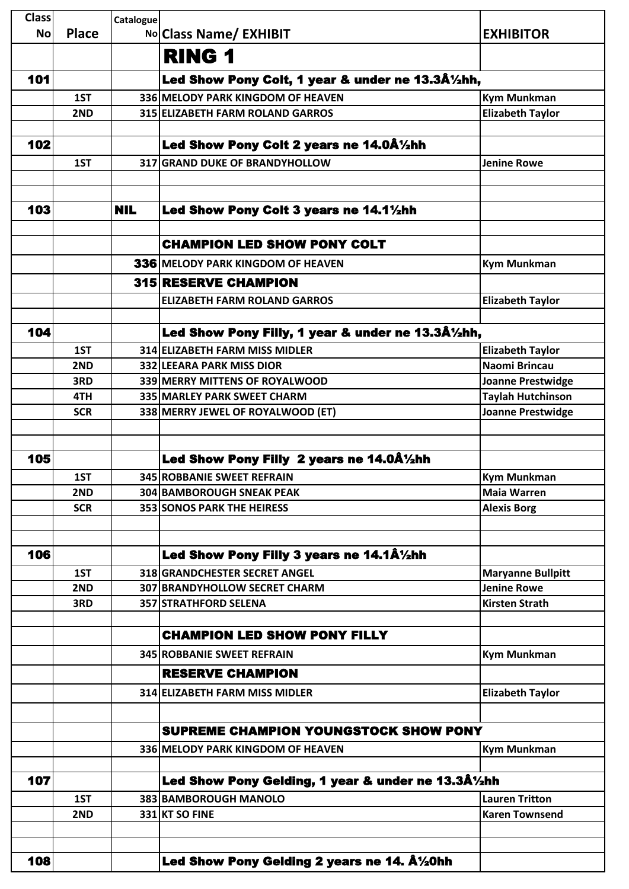| Class No | Place | Catalogue No | Class Name/ EXHIBIT | EXHIBITOR |
|---|---|---|---|---|
| | | | **RING 1** | |
| **101** | | | **Led Show Pony Colt, 1 year & under ne 13.3Â½hh,** | |
| | 1ST | 336 | MELODY PARK KINGDOM OF HEAVEN | Kym Munkman |
| | 2ND | 315 | ELIZABETH FARM ROLAND GARROS | Elizabeth Taylor |
| | | | | |
| **102** | | | **Led Show Pony Colt 2 years ne 14.0Â½hh** | |
| | 1ST | 317 | GRAND DUKE OF BRANDYHOLLOW | Jenine Rowe |
| | | | | |
| | | | | |
| **103** | | NIL | **Led Show Pony Colt 3 years ne 14.1½hh** | |
| | | | | |
| | | | **CHAMPION LED SHOW PONY COLT** | |
| | | 336 | MELODY PARK KINGDOM OF HEAVEN | Kym Munkman |
| | | 315 | **RESERVE CHAMPION** | |
| | | | ELIZABETH FARM ROLAND GARROS | Elizabeth Taylor |
| | | | | |
| **104** | | | **Led Show Pony Filly, 1 year & under ne 13.3Â½hh,** | |
| | 1ST | 314 | ELIZABETH FARM MISS MIDLER | Elizabeth Taylor |
| | 2ND | 332 | LEEARA PARK MISS DIOR | Naomi Brincau |
| | 3RD | 339 | MERRY MITTENS OF ROYALWOOD | Joanne Prestwidge |
| | 4TH | 335 | MARLEY PARK SWEET CHARM | Taylah Hutchinson |
| | SCR | 338 | MERRY JEWEL OF ROYALWOOD (ET) | Joanne Prestwidge |
| | | | | |
| | | | | |
| **105** | | | **Led Show Pony Filly 2 years ne 14.0Â½hh** | |
| | 1ST | 345 | ROBBANIE SWEET REFRAIN | Kym Munkman |
| | 2ND | 304 | BAMBOROUGH SNEAK PEAK | Maia Warren |
| | SCR | 353 | SONOS PARK THE HEIRESS | Alexis Borg |
| | | | | |
| | | | | |
| **106** | | | **Led Show Pony Filly 3 years ne 14.1Â½hh** | |
| | 1ST | 318 | GRANDCHESTER SECRET ANGEL | Maryanne Bullpitt |
| | 2ND | 307 | BRANDYHOLLOW SECRET CHARM | Jenine Rowe |
| | 3RD | 357 | STRATHFORD SELENA | Kirsten Strath |
| | | | | |
| | | | **CHAMPION LED SHOW PONY FILLY** | |
| | | 345 | ROBBANIE SWEET REFRAIN | Kym Munkman |
| | | | **RESERVE CHAMPION** | |
| | | 314 | ELIZABETH FARM MISS MIDLER | Elizabeth Taylor |
| | | | | |
| | | | **SUPREME CHAMPION YOUNGSTOCK SHOW PONY** | |
| | | 336 | MELODY PARK KINGDOM OF HEAVEN | Kym Munkman |
| | | | | |
| **107** | | | **Led Show Pony Gelding, 1 year & under ne 13.3Â½hh** | |
| | 1ST | 383 | BAMBOROUGH MANOLO | Lauren Tritton |
| | 2ND | 331 | KT SO FINE | Karen Townsend |
| | | | | |
| | | | | |
| **108** | | | **Led Show Pony Gelding 2 years ne 14. Â½0hh** | |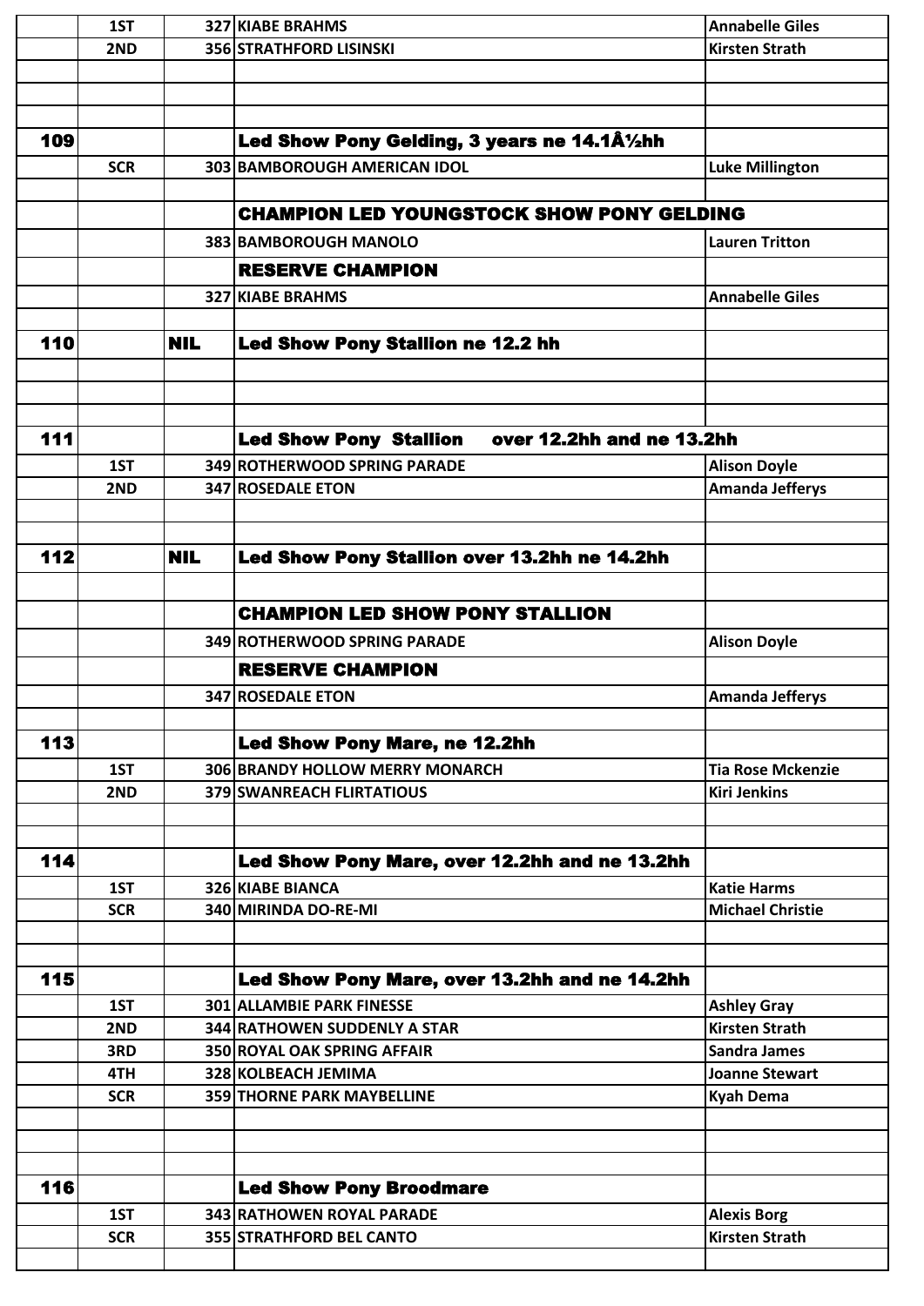| | | | | |
|---|---|---|---|---|
| | 1ST | 327 | KIABE BRAHMS | Annabelle Giles |
| | 2ND | 356 | STRATHFORD LISINSKI | Kirsten Strath |
| | | | | |
| | | | | |
| | | | | |
| **109** | | | **Led Show Pony Gelding, 3 years ne 14.1Â½hh** | |
| | SCR | 303 | BAMBOROUGH AMERICAN IDOL | Luke Millington |
| | | | | |
| | | | **CHAMPION LED YOUNGSTOCK SHOW PONY GELDING** | |
| | | 383 | BAMBOROUGH MANOLO | Lauren Tritton |
| | | | **RESERVE CHAMPION** | |
| | | 327 | KIABE BRAHMS | Annabelle Giles |
| | | | | |
| **110** | | **NIL** | **Led Show Pony Stallion ne 12.2 hh** | |
| | | | | |
| | | | | |
| | | | | |
| **111** | | | **Led Show Pony Stallion over 12.2hh and ne 13.2hh** | |
| | 1ST | 349 | ROTHERWOOD SPRING PARADE | Alison Doyle |
| | 2ND | 347 | ROSEDALE ETON | Amanda Jefferys |
| | | | | |
| | | | | |
| **112** | | **NIL** | **Led Show Pony Stallion over 13.2hh ne 14.2hh** | |
| | | | | |
| | | | **CHAMPION LED SHOW PONY STALLION** | |
| | | 349 | ROTHERWOOD SPRING PARADE | Alison Doyle |
| | | | **RESERVE CHAMPION** | |
| | | 347 | ROSEDALE ETON | Amanda Jefferys |
| | | | | |
| **113** | | | **Led Show Pony Mare, ne 12.2hh** | |
| | 1ST | 306 | BRANDY HOLLOW MERRY MONARCH | Tia Rose Mckenzie |
| | 2ND | 379 | SWANREACH FLIRTATIOUS | Kiri Jenkins |
| | | | | |
| | | | | |
| **114** | | | **Led Show Pony Mare, over 12.2hh and ne 13.2hh** | |
| | 1ST | 326 | KIABE BIANCA | Katie Harms |
| | SCR | 340 | MIRINDA DO-RE-MI | Michael Christie |
| | | | | |
| | | | | |
| **115** | | | **Led Show Pony Mare, over 13.2hh and ne 14.2hh** | |
| | 1ST | 301 | ALLAMBIE PARK FINESSE | Ashley Gray |
| | 2ND | 344 | RATHOWEN SUDDENLY A STAR | Kirsten Strath |
| | 3RD | 350 | ROYAL OAK SPRING AFFAIR | Sandra James |
| | 4TH | 328 | KOLBEACH JEMIMA | Joanne Stewart |
| | SCR | 359 | THORNE PARK MAYBELLINE | Kyah Dema |
| | | | | |
| | | | | |
| | | | | |
| **116** | | | **Led Show Pony Broodmare** | |
| | 1ST | 343 | RATHOWEN ROYAL PARADE | Alexis Borg |
| | SCR | 355 | STRATHFORD BEL CANTO | Kirsten Strath |
| | | | | |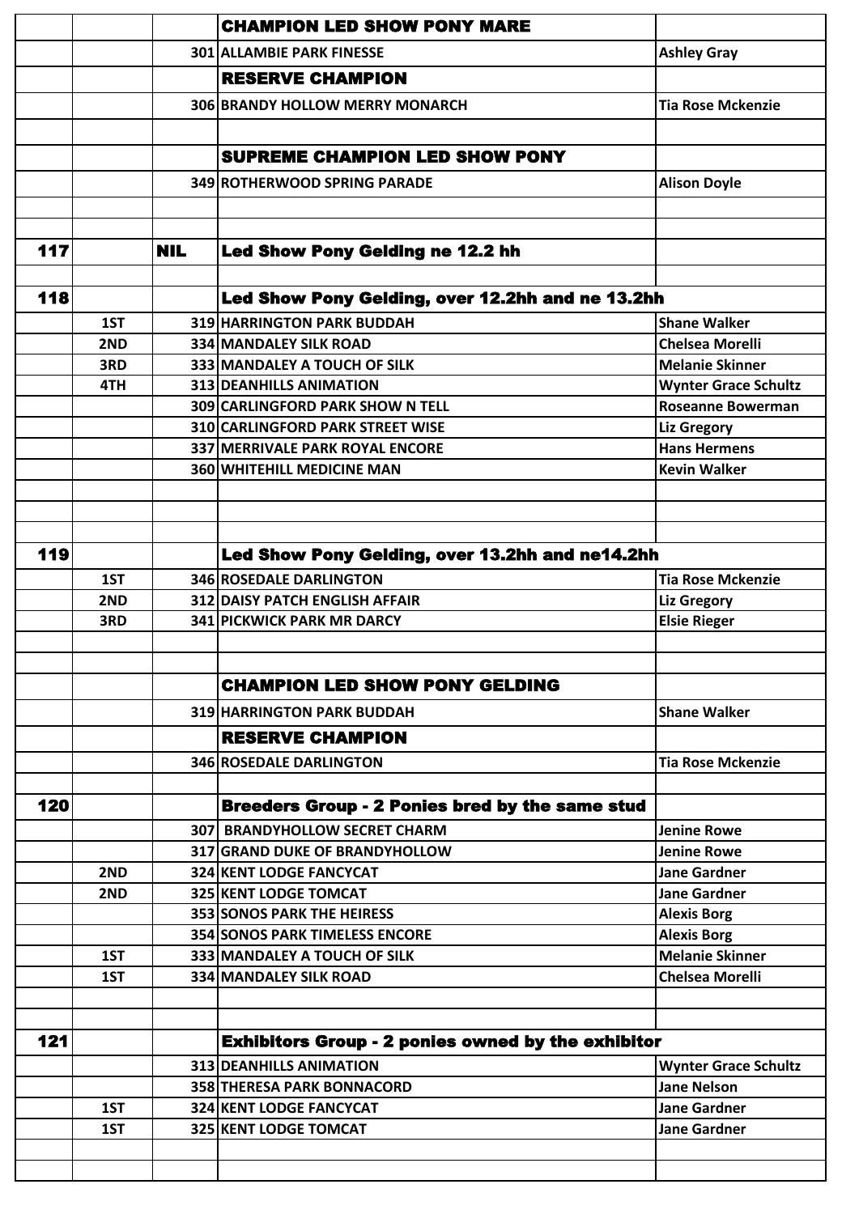| | | | | |
|---|---|---|---|---|
| | | | **CHAMPION LED SHOW PONY MARE** | |
| | | 301 | **ALLAMBIE PARK FINESSE** | **Ashley Gray** |
| | | | **RESERVE CHAMPION** | |
| | | 306 | **BRANDY HOLLOW MERRY MONARCH** | **Tia Rose Mckenzie** |
| | | | | |
| | | | **SUPREME CHAMPION LED SHOW PONY** | |
| | | 349 | **ROTHERWOOD SPRING PARADE** | **Alison Doyle** |
| | | | | |
| | | | | |
| **117** | | **NIL** | **Led Show Pony Gelding ne 12.2 hh** | |
| | | | | |
| **118** | | | **Led Show Pony Gelding, over 12.2hh and ne 13.2hh** | |
| | **1ST** | 319 | **HARRINGTON PARK BUDDAH** | **Shane Walker** |
| | **2ND** | 334 | **MANDALEY SILK ROAD** | **Chelsea Morelli** |
| | **3RD** | 333 | **MANDALEY A TOUCH OF SILK** | **Melanie Skinner** |
| | **4TH** | 313 | **DEANHILLS ANIMATION** | **Wynter Grace Schultz** |
| | | 309 | **CARLINGFORD PARK SHOW N TELL** | **Roseanne Bowerman** |
| | | 310 | **CARLINGFORD PARK STREET WISE** | **Liz Gregory** |
| | | 337 | **MERRIVALE PARK ROYAL ENCORE** | **Hans Hermens** |
| | | 360 | **WHITEHILL MEDICINE MAN** | **Kevin Walker** |
| | | | | |
| | | | | |
| | | | | |
| **119** | | | **Led Show Pony Gelding, over 13.2hh and ne14.2hh** | |
| | **1ST** | 346 | **ROSEDALE DARLINGTON** | **Tia Rose Mckenzie** |
| | **2ND** | 312 | **DAISY PATCH ENGLISH AFFAIR** | **Liz Gregory** |
| | **3RD** | 341 | **PICKWICK PARK MR DARCY** | **Elsie Rieger** |
| | | | | |
| | | | | |
| | | | **CHAMPION LED SHOW PONY GELDING** | |
| | | 319 | **HARRINGTON PARK BUDDAH** | **Shane Walker** |
| | | | **RESERVE CHAMPION** | |
| | | 346 | **ROSEDALE DARLINGTON** | **Tia Rose Mckenzie** |
| | | | | |
| **120** | | | **Breeders Group - 2 Ponies bred by the same stud** | |
| | | 307 | **BRANDYHOLLOW SECRET CHARM** | **Jenine Rowe** |
| | | 317 | **GRAND DUKE OF BRANDYHOLLOW** | **Jenine Rowe** |
| | **2ND** | 324 | **KENT LODGE FANCYCAT** | **Jane Gardner** |
| | **2ND** | 325 | **KENT LODGE TOMCAT** | **Jane Gardner** |
| | | 353 | **SONOS PARK THE HEIRESS** | **Alexis Borg** |
| | | 354 | **SONOS PARK TIMELESS ENCORE** | **Alexis Borg** |
| | **1ST** | 333 | **MANDALEY A TOUCH OF SILK** | **Melanie Skinner** |
| | **1ST** | 334 | **MANDALEY SILK ROAD** | **Chelsea Morelli** |
| | | | | |
| | | | | |
| **121** | | | **Exhibitors Group - 2 ponies owned by the exhibitor** | |
| | | 313 | **DEANHILLS ANIMATION** | **Wynter Grace Schultz** |
| | | 358 | **THERESA PARK BONNACORD** | **Jane Nelson** |
| | **1ST** | 324 | **KENT LODGE FANCYCAT** | **Jane Gardner** |
| | **1ST** | 325 | **KENT LODGE TOMCAT** | **Jane Gardner** |
| | | | | |
| | | | | |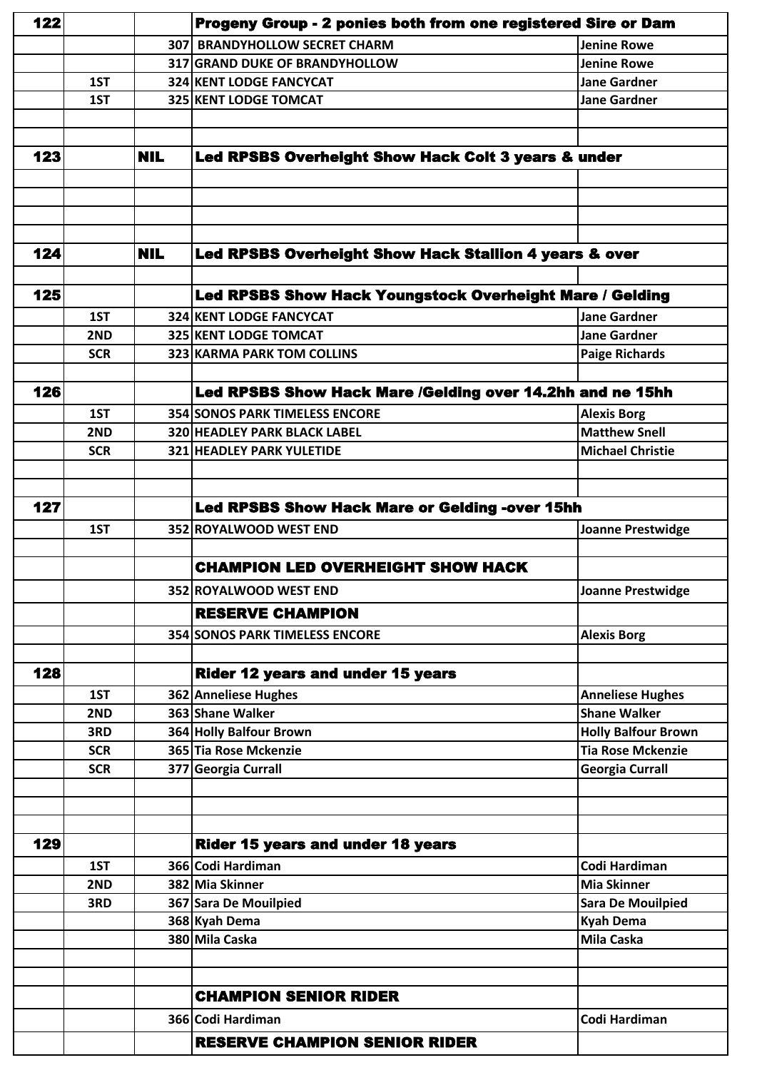| | | | | |
|---|---|---|---|---|
| **122** | | | **Progeny Group - 2 ponies both from one registered Sire or Dam** | |
| | | 307 | BRANDYHOLLOW SECRET CHARM | Jenine Rowe |
| | | 317 | GRAND DUKE OF BRANDYHOLLOW | Jenine Rowe |
| | 1ST | 324 | KENT LODGE FANCYCAT | Jane Gardner |
| | 1ST | 325 | KENT LODGE TOMCAT | Jane Gardner |
| | | | | |
| | | | | |
| **123** | | **NIL** | **Led RPSBS Overheight Show Hack Colt 3 years & under** | |
| | | | | |
| | | | | |
| | | | | |
| | | | | |
| **124** | | **NIL** | **Led RPSBS Overheight Show Hack Stallion 4 years & over** | |
| | | | | |
| **125** | | | **Led RPSBS Show Hack Youngstock Overheight Mare / Gelding** | |
| | 1ST | 324 | KENT LODGE FANCYCAT | Jane Gardner |
| | 2ND | 325 | KENT LODGE TOMCAT | Jane Gardner |
| | SCR | 323 | KARMA PARK TOM COLLINS | Paige Richards |
| | | | | |
| **126** | | | **Led RPSBS Show Hack Mare /Gelding over 14.2hh and ne 15hh** | |
| | 1ST | 354 | SONOS PARK TIMELESS ENCORE | Alexis Borg |
| | 2ND | 320 | HEADLEY PARK BLACK LABEL | Matthew Snell |
| | SCR | 321 | HEADLEY PARK YULETIDE | Michael Christie |
| | | | | |
| | | | | |
| **127** | | | **Led RPSBS Show Hack Mare or Gelding -over 15hh** | |
| | 1ST | 352 | ROYALWOOD WEST END | Joanne Prestwidge |
| | | | | |
| | | | **CHAMPION LED OVERHEIGHT SHOW HACK** | |
| | | 352 | ROYALWOOD WEST END | Joanne Prestwidge |
| | | | **RESERVE CHAMPION** | |
| | | 354 | SONOS PARK TIMELESS ENCORE | Alexis Borg |
| | | | | |
| **128** | | | **Rider 12 years and under 15 years** | |
| | 1ST | 362 | Anneliese Hughes | Anneliese Hughes |
| | 2ND | 363 | Shane Walker | Shane Walker |
| | 3RD | 364 | Holly Balfour Brown | Holly Balfour Brown |
| | SCR | 365 | Tia Rose Mckenzie | Tia Rose Mckenzie |
| | SCR | 377 | Georgia Currall | Georgia Currall |
| | | | | |
| | | | | |
| | | | | |
| **129** | | | **Rider 15 years and under 18 years** | |
| | 1ST | 366 | Codi Hardiman | Codi Hardiman |
| | 2ND | 382 | Mia Skinner | Mia Skinner |
| | 3RD | 367 | Sara De Mouilpied | Sara De Mouilpied |
| | | 368 | Kyah Dema | Kyah Dema |
| | | 380 | Mila Caska | Mila Caska |
| | | | | |
| | | | | |
| | | | **CHAMPION SENIOR RIDER** | |
| | | 366 | Codi Hardiman | Codi Hardiman |
| | | | **RESERVE CHAMPION SENIOR RIDER** | |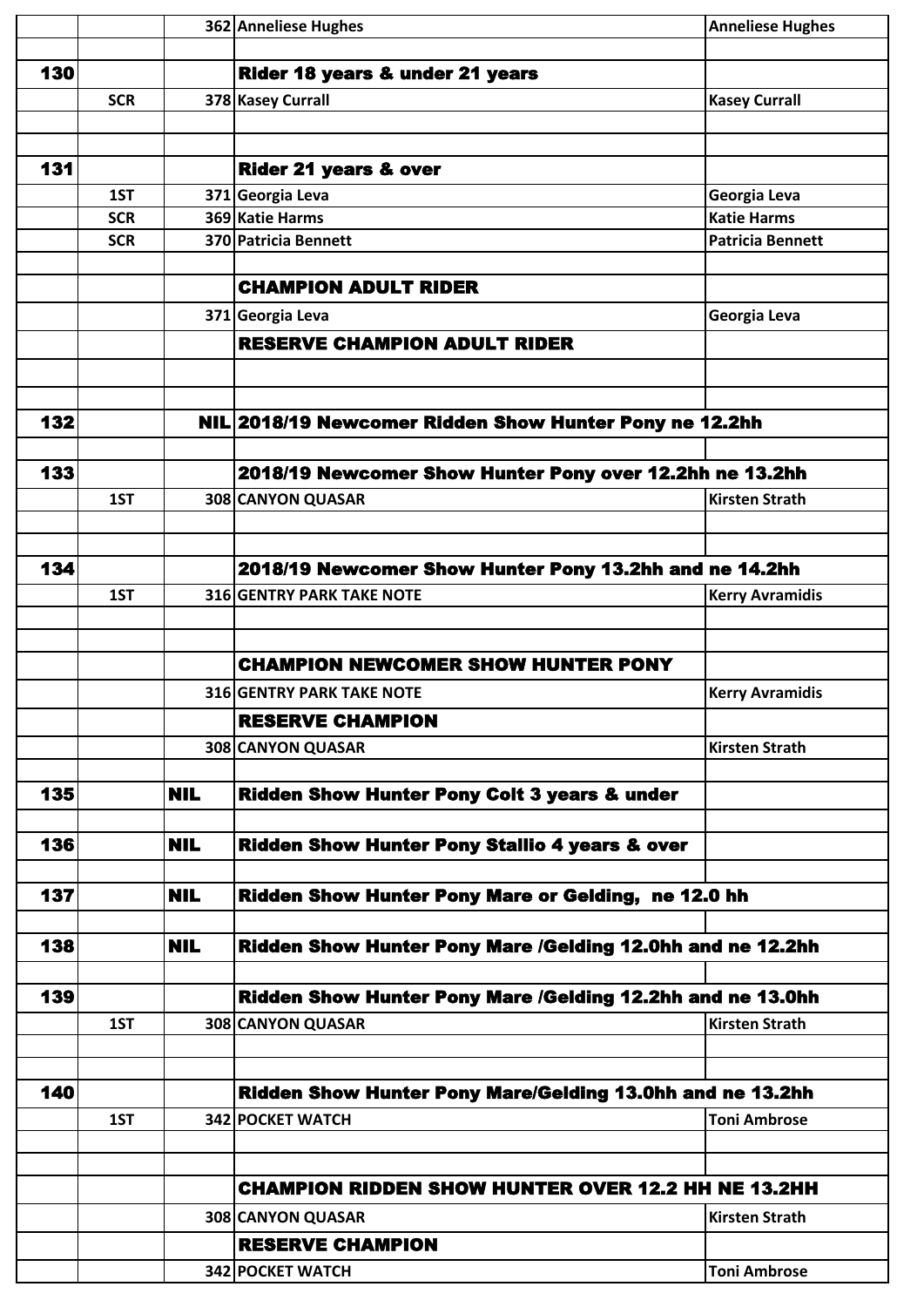| | | | | |
|---|---|---|---|---|
| | | 362 | Anneliese Hughes | Anneliese Hughes |
| | | | | |
| 130 | | | **Rider 18 years & under 21 years** | |
| | SCR | 378 | Kasey Currall | Kasey Currall |
| | | | | |
| | | | | |
| 131 | | | **Rider 21 years & over** | |
| | 1ST | 371 | Georgia Leva | Georgia Leva |
| | SCR | 369 | Katie Harms | Katie Harms |
| | SCR | 370 | Patricia Bennett | Patricia Bennett |
| | | | | |
| | | | **CHAMPION ADULT RIDER** | |
| | | 371 | Georgia Leva | Georgia Leva |
| | | | **RESERVE CHAMPION ADULT RIDER** | |
| | | | | |
| | | | | |
| 132 | | NIL | **2018/19 Newcomer Ridden Show Hunter Pony ne 12.2hh** | |
| | | | | |
| 133 | | | **2018/19 Newcomer Show Hunter Pony over 12.2hh ne 13.2hh** | |
| | 1ST | 308 | CANYON QUASAR | Kirsten Strath |
| | | | | |
| | | | | |
| 134 | | | **2018/19 Newcomer Show Hunter Pony 13.2hh and ne 14.2hh** | |
| | 1ST | 316 | GENTRY PARK TAKE NOTE | Kerry Avramidis |
| | | | | |
| | | | | |
| | | | **CHAMPION NEWCOMER SHOW HUNTER PONY** | |
| | | 316 | GENTRY PARK TAKE NOTE | Kerry Avramidis |
| | | | **RESERVE CHAMPION** | |
| | | 308 | CANYON QUASAR | Kirsten Strath |
| | | | | |
| 135 | | NIL | **Ridden Show Hunter Pony Colt 3 years & under** | |
| | | | | |
| 136 | | NIL | **Ridden Show Hunter Pony Stallio 4 years & over** | |
| | | | | |
| 137 | | NIL | **Ridden Show Hunter Pony Mare or Gelding, ne 12.0 hh** | |
| | | | | |
| 138 | | NIL | **Ridden Show Hunter Pony Mare /Gelding 12.0hh and ne 12.2hh** | |
| | | | | |
| 139 | | | **Ridden Show Hunter Pony Mare /Gelding 12.2hh and ne 13.0hh** | |
| | 1ST | 308 | CANYON QUASAR | Kirsten Strath |
| | | | | |
| | | | | |
| 140 | | | **Ridden Show Hunter Pony Mare/Gelding 13.0hh and ne 13.2hh** | |
| | 1ST | 342 | POCKET WATCH | Toni Ambrose |
| | | | | |
| | | | | |
| | | | **CHAMPION RIDDEN SHOW HUNTER OVER 12.2 HH NE 13.2HH** | |
| | | 308 | CANYON QUASAR | Kirsten Strath |
| | | | **RESERVE CHAMPION** | |
| | | 342 | POCKET WATCH | Toni Ambrose |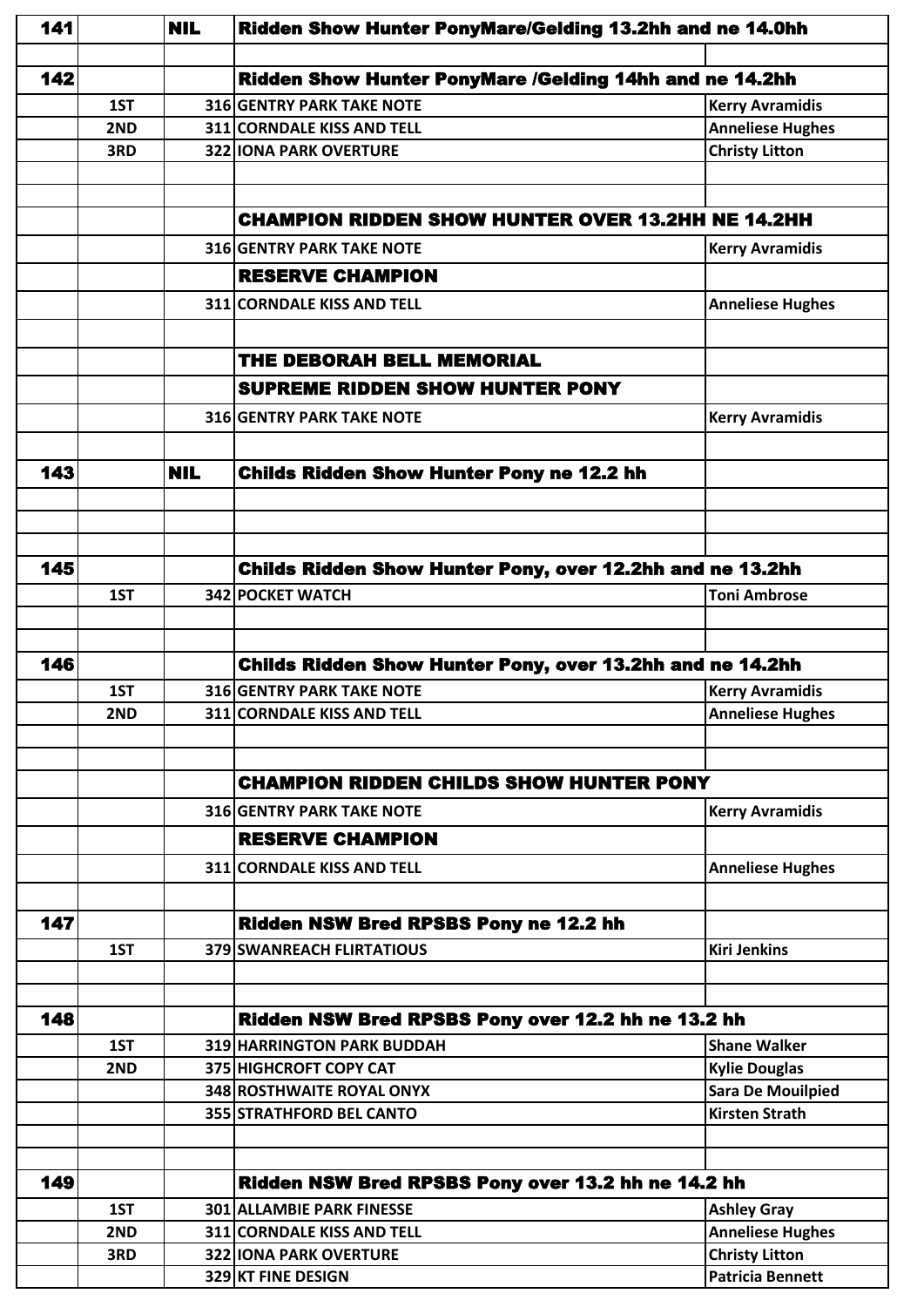| | | | | |
|---|---|---|---|---|
| 141 | | NIL | **Ridden Show Hunter PonyMare/Gelding 13.2hh and ne 14.0hh** | |
| | | | | |
| 142 | | | **Ridden Show Hunter PonyMare /Gelding 14hh and ne 14.2hh** | |
| | 1ST | 316 | GENTRY PARK TAKE NOTE | Kerry Avramidis |
| | 2ND | 311 | CORNDALE KISS AND TELL | Anneliese Hughes |
| | 3RD | 322 | IONA PARK OVERTURE | Christy Litton |
| | | | | |
| | | | | |
| | | | **CHAMPION RIDDEN SHOW HUNTER OVER 13.2HH NE 14.2HH** | |
| | | 316 | GENTRY PARK TAKE NOTE | Kerry Avramidis |
| | | | **RESERVE CHAMPION** | |
| | | 311 | CORNDALE KISS AND TELL | Anneliese Hughes |
| | | | | |
| | | | **THE DEBORAH BELL MEMORIAL** | |
| | | | **SUPREME RIDDEN SHOW HUNTER PONY** | |
| | | 316 | GENTRY PARK TAKE NOTE | Kerry Avramidis |
| | | | | |
| 143 | | NIL | **Childs Ridden Show Hunter Pony ne 12.2 hh** | |
| | | | | |
| | | | | |
| | | | | |
| 145 | | | **Childs Ridden Show Hunter Pony, over 12.2hh and ne 13.2hh** | |
| | 1ST | 342 | POCKET WATCH | Toni Ambrose |
| | | | | |
| | | | | |
| 146 | | | **Childs Ridden Show Hunter Pony, over 13.2hh and ne 14.2hh** | |
| | 1ST | 316 | GENTRY PARK TAKE NOTE | Kerry Avramidis |
| | 2ND | 311 | CORNDALE KISS AND TELL | Anneliese Hughes |
| | | | | |
| | | | | |
| | | | **CHAMPION RIDDEN CHILDS SHOW HUNTER PONY** | |
| | | 316 | GENTRY PARK TAKE NOTE | Kerry Avramidis |
| | | | **RESERVE CHAMPION** | |
| | | 311 | CORNDALE KISS AND TELL | Anneliese Hughes |
| | | | | |
| 147 | | | **Ridden NSW Bred RPSBS Pony ne 12.2 hh** | |
| | 1ST | 379 | SWANREACH FLIRTATIOUS | Kiri Jenkins |
| | | | | |
| | | | | |
| 148 | | | **Ridden NSW Bred RPSBS Pony over 12.2 hh ne 13.2 hh** | |
| | 1ST | 319 | HARRINGTON PARK BUDDAH | Shane Walker |
| | 2ND | 375 | HIGHCROFT COPY CAT | Kylie Douglas |
| | | 348 | ROSTHWAITE ROYAL ONYX | Sara De Mouilpied |
| | | 355 | STRATHFORD BEL CANTO | Kirsten Strath |
| | | | | |
| | | | | |
| 149 | | | **Ridden NSW Bred RPSBS Pony over 13.2 hh ne 14.2 hh** | |
| | 1ST | 301 | ALLAMBIE PARK FINESSE | Ashley Gray |
| | 2ND | 311 | CORNDALE KISS AND TELL | Anneliese Hughes |
| | 3RD | 322 | IONA PARK OVERTURE | Christy Litton |
| | | 329 | KT FINE DESIGN | Patricia Bennett |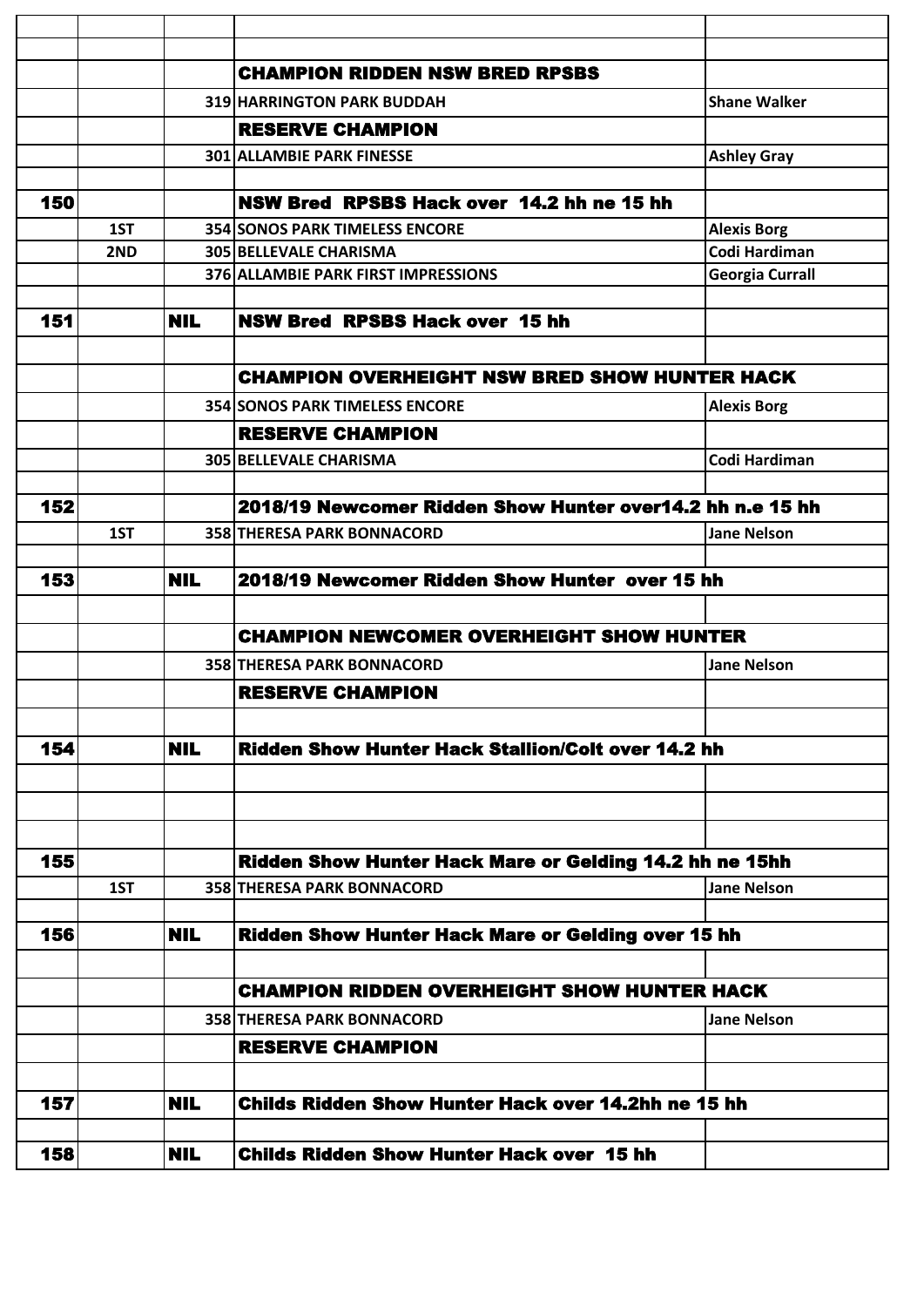| | | | | |
|---|---|---|---|---|
| | | | | |
| | | | | |
| | | | **CHAMPION RIDDEN NSW BRED RPSBS** | |
| | | 319 | HARRINGTON PARK BUDDAH | Shane Walker |
| | | | **RESERVE CHAMPION** | |
| | | 301 | ALLAMBIE PARK FINESSE | Ashley Gray |
| | | | | |
| **150** | | | **NSW Bred RPSBS Hack over 14.2 hh ne 15 hh** | |
| | 1ST | 354 | SONOS PARK TIMELESS ENCORE | Alexis Borg |
| | 2ND | 305 | BELLEVALE CHARISMA | Codi Hardiman |
| | | 376 | ALLAMBIE PARK FIRST IMPRESSIONS | Georgia Currall |
| | | | | |
| **151** | | **NIL** | **NSW Bred RPSBS Hack over 15 hh** | |
| | | | | |
| | | | **CHAMPION OVERHEIGHT NSW BRED SHOW HUNTER HACK** | |
| | | 354 | SONOS PARK TIMELESS ENCORE | Alexis Borg |
| | | | **RESERVE CHAMPION** | |
| | | 305 | BELLEVALE CHARISMA | Codi Hardiman |
| | | | | |
| **152** | | | **2018/19 Newcomer Ridden Show Hunter over14.2 hh n.e 15 hh** | |
| | 1ST | 358 | THERESA PARK BONNACORD | Jane Nelson |
| | | | | |
| **153** | | **NIL** | **2018/19 Newcomer Ridden Show Hunter over 15 hh** | |
| | | | | |
| | | | **CHAMPION NEWCOMER OVERHEIGHT SHOW HUNTER** | |
| | | 358 | THERESA PARK BONNACORD | Jane Nelson |
| | | | **RESERVE CHAMPION** | |
| | | | | |
| **154** | | **NIL** | **Ridden Show Hunter Hack Stallion/Colt over 14.2 hh** | |
| | | | | |
| | | | | |
| | | | | |
| **155** | | | **Ridden Show Hunter Hack Mare or Gelding 14.2 hh ne 15hh** | |
| | 1ST | 358 | THERESA PARK BONNACORD | Jane Nelson |
| | | | | |
| **156** | | **NIL** | **Ridden Show Hunter Hack Mare or Gelding over 15 hh** | |
| | | | | |
| | | | **CHAMPION RIDDEN OVERHEIGHT SHOW HUNTER HACK** | |
| | | 358 | THERESA PARK BONNACORD | Jane Nelson |
| | | | **RESERVE CHAMPION** | |
| | | | | |
| **157** | | **NIL** | **Childs Ridden Show Hunter Hack over 14.2hh ne 15 hh** | |
| | | | | |
| **158** | | **NIL** | **Childs Ridden Show Hunter Hack over 15 hh** | |